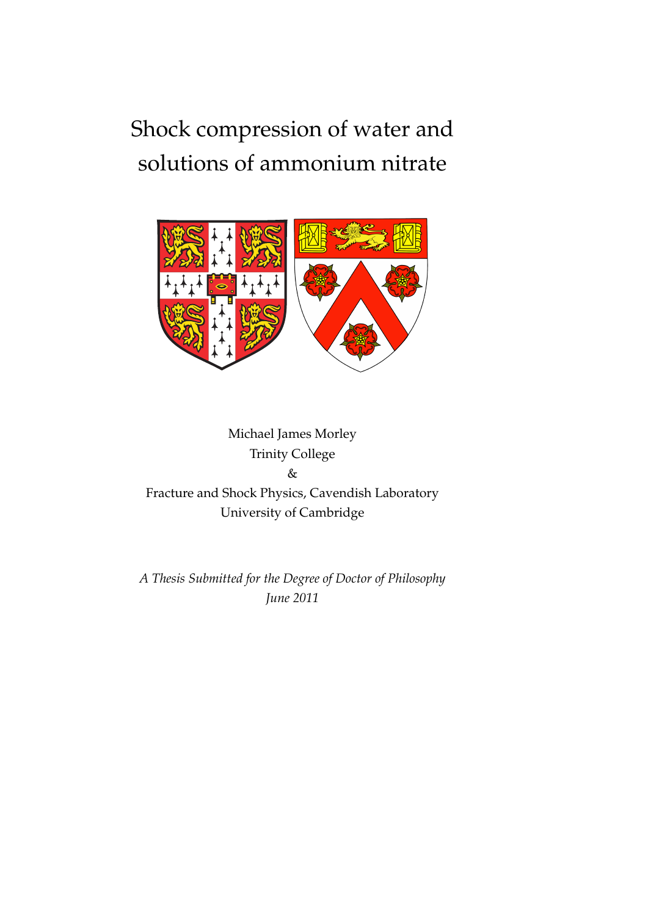# Shock compression of water and solutions of ammonium nitrate

Michael James Morley
Trinity College
&
Fracture and Shock Physics, Cavendish Laboratory
University of Cambridge

*A Thesis Submitted for the Degree of Doctor of Philosophy*
*June 2011*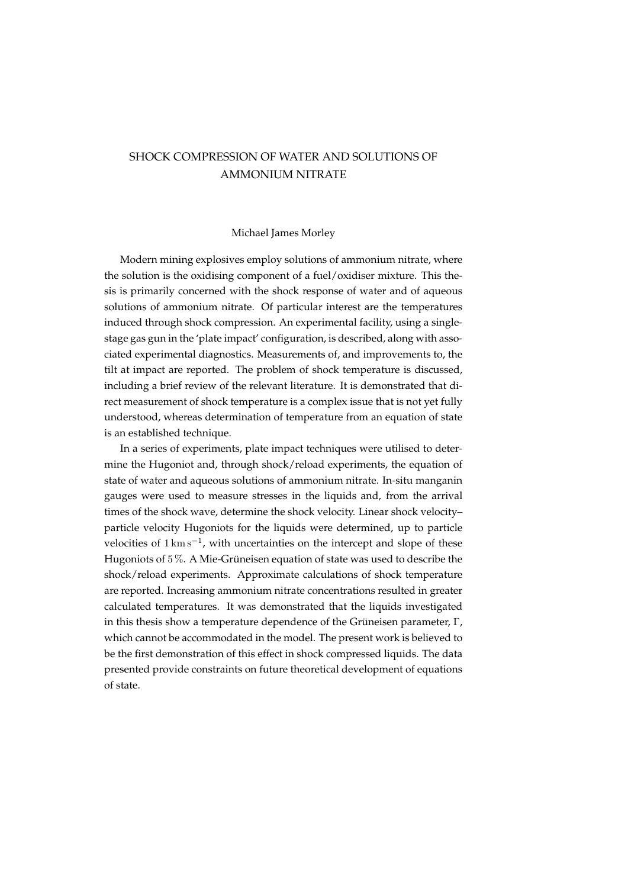# SHOCK COMPRESSION OF WATER AND SOLUTIONS OF AMMONIUM NITRATE

Michael James Morley

Modern mining explosives employ solutions of ammonium nitrate, where the solution is the oxidising component of a fuel/oxidiser mixture. This thesis is primarily concerned with the shock response of water and of aqueous solutions of ammonium nitrate. Of particular interest are the temperatures induced through shock compression. An experimental facility, using a single-stage gas gun in the 'plate impact' configuration, is described, along with associated experimental diagnostics. Measurements of, and improvements to, the tilt at impact are reported. The problem of shock temperature is discussed, including a brief review of the relevant literature. It is demonstrated that direct measurement of shock temperature is a complex issue that is not yet fully understood, whereas determination of temperature from an equation of state is an established technique.

In a series of experiments, plate impact techniques were utilised to determine the Hugoniot and, through shock/reload experiments, the equation of state of water and aqueous solutions of ammonium nitrate. In-situ manganin gauges were used to measure stresses in the liquids and, from the arrival times of the shock wave, determine the shock velocity. Linear shock velocity–particle velocity Hugoniots for the liquids were determined, up to particle velocities of $1\,\mathrm{km\,s^{-1}}$, with uncertainties on the intercept and slope of these Hugoniots of $5\,\%$. A Mie-Grüneisen equation of state was used to describe the shock/reload experiments. Approximate calculations of shock temperature are reported. Increasing ammonium nitrate concentrations resulted in greater calculated temperatures. It was demonstrated that the liquids investigated in this thesis show a temperature dependence of the Grüneisen parameter, $\Gamma$, which cannot be accommodated in the model. The present work is believed to be the first demonstration of this effect in shock compressed liquids. The data presented provide constraints on future theoretical development of equations of state.